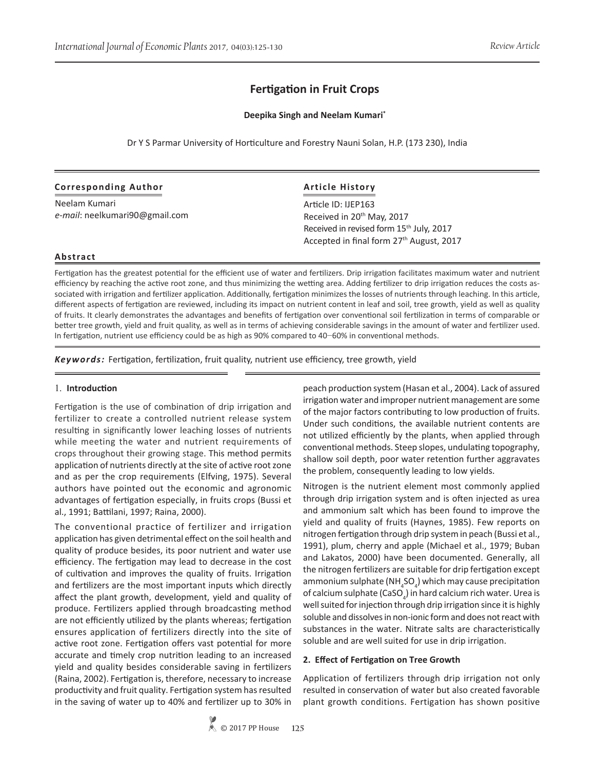# Fertigation in Fruit Crops

**Deepika Singh and Neelam Kumari[*]**

Dr Y S Parmar University of Horticulture and Forestry Nauni Solan, H.P. (173 230), India

**Corresponding Author**

Neelam Kumari
*e-mail*: neelkumari90@gmail.com

**Article History**

Article ID: IJEP163
Received in 20th May, 2017
Received in revised form 15th July, 2017
Accepted in final form 27th August, 2017

**Abstract**

Fertigation has the greatest potential for the efficient use of water and fertilizers. Drip irrigation facilitates maximum water and nutrient efficiency by reaching the active root zone, and thus minimizing the wetting area. Adding fertilizer to drip irrigation reduces the costs associated with irrigation and fertilizer application. Additionally, fertigation minimizes the losses of nutrients through leaching. In this article, different aspects of fertigation are reviewed, including its impact on nutrient content in leaf and soil, tree growth, yield as well as quality of fruits. It clearly demonstrates the advantages and benefits of fertigation over conventional soil fertilization in terms of comparable or better tree growth, yield and fruit quality, as well as in terms of achieving considerable savings in the amount of water and fertilizer used. In fertigation, nutrient use efficiency could be as high as 90% compared to 40–60% in conventional methods.

***Keywords:*** Fertigation, fertilization, fruit quality, nutrient use efficiency, tree growth, yield

## 1. Introduction

Fertigation is the use of combination of drip irrigation and fertilizer to create a controlled nutrient release system resulting in significantly lower leaching losses of nutrients while meeting the water and nutrient requirements of crops throughout their growing stage. This method permits application of nutrients directly at the site of active root zone and as per the crop requirements (Elfving, 1975). Several authors have pointed out the economic and agronomic advantages of fertigation especially, in fruits crops (Bussi et al., 1991; Battilani, 1997; Raina, 2000).

The conventional practice of fertilizer and irrigation application has given detrimental effect on the soil health and quality of produce besides, its poor nutrient and water use efficiency. The fertigation may lead to decrease in the cost of cultivation and improves the quality of fruits. Irrigation and fertilizers are the most important inputs which directly affect the plant growth, development, yield and quality of produce. Fertilizers applied through broadcasting method are not efficiently utilized by the plants whereas; fertigation ensures application of fertilizers directly into the site of active root zone. Fertigation offers vast potential for more accurate and timely crop nutrition leading to an increased yield and quality besides considerable saving in fertilizers (Raina, 2002). Fertigation is, therefore, necessary to increase productivity and fruit quality. Fertigation system has resulted in the saving of water up to 40% and fertilizer up to 30% in peach production system (Hasan et al., 2004). Lack of assured irrigation water and improper nutrient management are some of the major factors contributing to low production of fruits. Under such conditions, the available nutrient contents are not utilized efficiently by the plants, when applied through conventional methods. Steep slopes, undulating topography, shallow soil depth, poor water retention further aggravates the problem, consequently leading to low yields.

Nitrogen is the nutrient element most commonly applied through drip irrigation system and is often injected as urea and ammonium salt which has been found to improve the yield and quality of fruits (Haynes, 1985). Few reports on nitrogen fertigation through drip system in peach (Bussi et al., 1991), plum, cherry and apple (Michael et al., 1979; Buban and Lakatos, 2000) have been documented. Generally, all the nitrogen fertilizers are suitable for drip fertigation except ammonium sulphate ($(NH_4)_2SO_4$) which may cause precipitation of calcium sulphate ($CaSO_4$) in hard calcium rich water. Urea is well suited for injection through drip irrigation since it is highly soluble and dissolves in non-ionic form and does not react with substances in the water. Nitrate salts are characteristically soluble and are well suited for use in drip irrigation.

## 2. Effect of Fertigation on Tree Growth

Application of fertilizers through drip irrigation not only resulted in conservation of water but also created favorable plant growth conditions. Fertigation has shown positive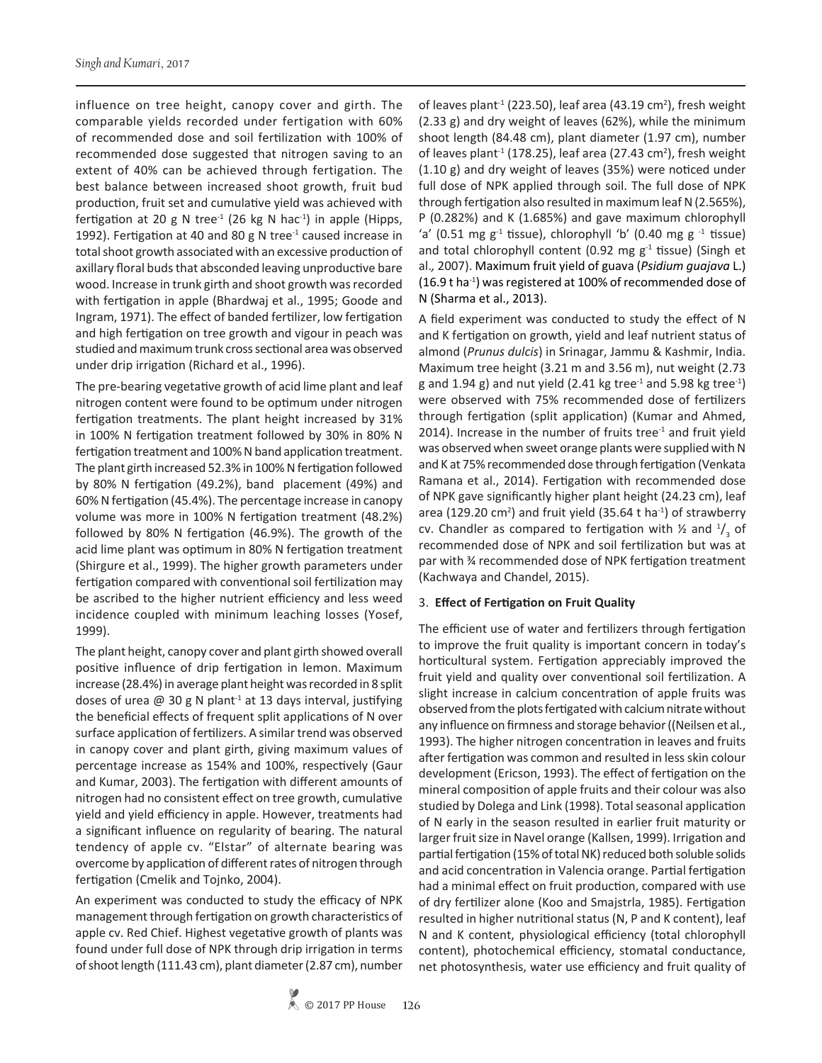influence on tree height, canopy cover and girth. The comparable yields recorded under fertigation with 60% of recommended dose and soil fertilization with 100% of recommended dose suggested that nitrogen saving to an extent of 40% can be achieved through fertigation. The best balance between increased shoot growth, fruit bud production, fruit set and cumulative yield was achieved with fertigation at 20 g N tree$^{-1}$ (26 kg N hac$^{-1}$) in apple (Hipps, 1992). Fertigation at 40 and 80 g N tree$^{-1}$ caused increase in total shoot growth associated with an excessive production of axillary floral buds that absconded leaving unproductive bare wood. Increase in trunk girth and shoot growth was recorded with fertigation in apple (Bhardwaj et al., 1995; Goode and Ingram, 1971). The effect of banded fertilizer, low fertigation and high fertigation on tree growth and vigour in peach was studied and maximum trunk cross sectional area was observed under drip irrigation (Richard et al., 1996).

The pre-bearing vegetative growth of acid lime plant and leaf nitrogen content were found to be optimum under nitrogen fertigation treatments. The plant height increased by 31% in 100% N fertigation treatment followed by 30% in 80% N fertigation treatment and 100% N band application treatment. The plant girth increased 52.3% in 100% N fertigation followed by 80% N fertigation (49.2%), band placement (49%) and 60% N fertigation (45.4%). The percentage increase in canopy volume was more in 100% N fertigation treatment (48.2%) followed by 80% N fertigation (46.9%). The growth of the acid lime plant was optimum in 80% N fertigation treatment (Shirgure et al., 1999). The higher growth parameters under fertigation compared with conventional soil fertilization may be ascribed to the higher nutrient efficiency and less weed incidence coupled with minimum leaching losses (Yosef, 1999).

The plant height, canopy cover and plant girth showed overall positive influence of drip fertigation in lemon. Maximum increase (28.4%) in average plant height was recorded in 8 split doses of urea @ 30 g N plant$^{-1}$ at 13 days interval, justifying the beneficial effects of frequent split applications of N over surface application of fertilizers. A similar trend was observed in canopy cover and plant girth, giving maximum values of percentage increase as 154% and 100%, respectively (Gaur and Kumar, 2003). The fertigation with different amounts of nitrogen had no consistent effect on tree growth, cumulative yield and yield efficiency in apple. However, treatments had a significant influence on regularity of bearing. The natural tendency of apple cv. "Elstar" of alternate bearing was overcome by application of different rates of nitrogen through fertigation (Cmelik and Tojnko, 2004).

An experiment was conducted to study the efficacy of NPK management through fertigation on growth characteristics of apple cv. Red Chief. Highest vegetative growth of plants was found under full dose of NPK through drip irrigation in terms of shoot length (111.43 cm), plant diameter (2.87 cm), number of leaves plant$^{-1}$ (223.50), leaf area (43.19 cm$^2$), fresh weight (2.33 g) and dry weight of leaves (62%), while the minimum shoot length (84.48 cm), plant diameter (1.97 cm), number of leaves plant$^{-1}$ (178.25), leaf area (27.43 cm$^2$), fresh weight (1.10 g) and dry weight of leaves (35%) were noticed under full dose of NPK applied through soil. The full dose of NPK through fertigation also resulted in maximum leaf N (2.565%), P (0.282%) and K (1.685%) and gave maximum chlorophyll 'a' (0.51 mg g$^{-1}$ tissue), chlorophyll 'b' (0.40 mg g$^{-1}$ tissue) and total chlorophyll content (0.92 mg g$^{-1}$ tissue) (Singh et al*.,* 2007). Maximum fruit yield of guava (*Psidium guajava* L.) (16.9 t ha$^{-1}$) was registered at 100% of recommended dose of N (Sharma et al., 2013).

A field experiment was conducted to study the effect of N and K fertigation on growth, yield and leaf nutrient status of almond (*Prunus dulcis*) in Srinagar, Jammu & Kashmir, India. Maximum tree height (3.21 m and 3.56 m), nut weight (2.73 g and 1.94 g) and nut yield (2.41 kg tree$^{-1}$ and 5.98 kg tree$^{-1}$) were observed with 75% recommended dose of fertilizers through fertigation (split application) (Kumar and Ahmed, 2014). Increase in the number of fruits tree$^{-1}$ and fruit yield was observed when sweet orange plants were supplied with N and K at 75% recommended dose through fertigation (Venkata Ramana et al., 2014). Fertigation with recommended dose of NPK gave significantly higher plant height (24.23 cm), leaf area (129.20 cm$^2$) and fruit yield (35.64 t ha$^{-1}$) of strawberry cv. Chandler as compared to fertigation with ½ and $^1/_3$ of recommended dose of NPK and soil fertilization but was at par with ¾ recommended dose of NPK fertigation treatment (Kachwaya and Chandel, 2015).

## 3. Effect of Fertigation on Fruit Quality

The efficient use of water and fertilizers through fertigation to improve the fruit quality is important concern in today's horticultural system. Fertigation appreciably improved the fruit yield and quality over conventional soil fertilization. A slight increase in calcium concentration of apple fruits was observed from the plots fertigated with calcium nitrate without any influence on firmness and storage behavior ((Neilsen et al., 1993). The higher nitrogen concentration in leaves and fruits after fertigation was common and resulted in less skin colour development (Ericson, 1993). The effect of fertigation on the mineral composition of apple fruits and their colour was also studied by Dolega and Link (1998). Total seasonal application of N early in the season resulted in earlier fruit maturity or larger fruit size in Navel orange (Kallsen, 1999). Irrigation and partial fertigation (15% of total NK) reduced both soluble solids and acid concentration in Valencia orange. Partial fertigation had a minimal effect on fruit production, compared with use of dry fertilizer alone (Koo and Smajstrla, 1985). Fertigation resulted in higher nutritional status (N, P and K content), leaf N and K content, physiological efficiency (total chlorophyll content), photochemical efficiency, stomatal conductance, net photosynthesis, water use efficiency and fruit quality of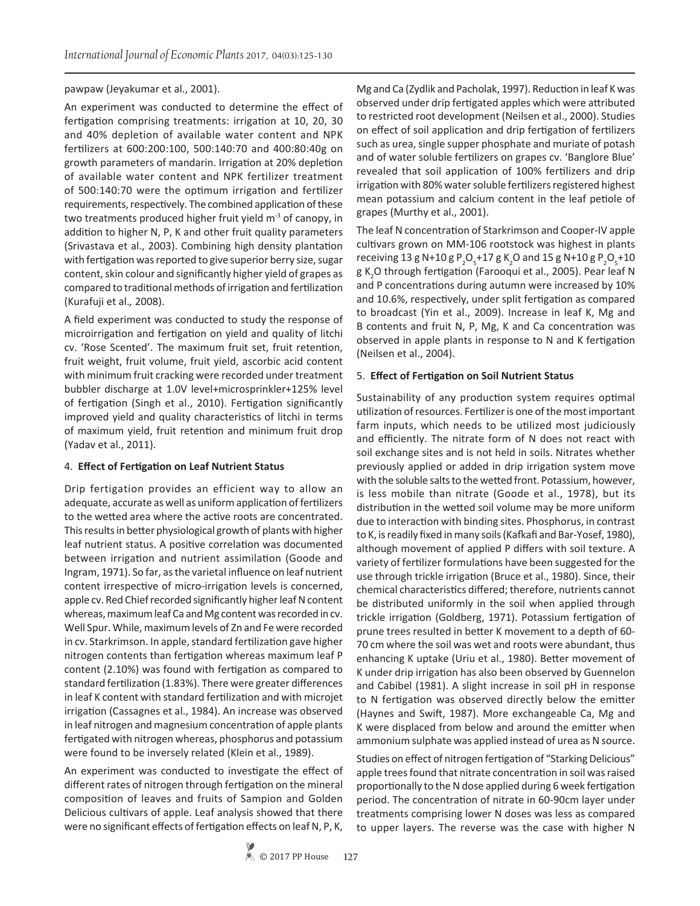pawpaw (Jeyakumar et al., 2001).

An experiment was conducted to determine the effect of fertigation comprising treatments: irrigation at 10, 20, 30 and 40% depletion of available water content and NPK fertilizers at 600:200:100, 500:140:70 and 400:80:40g on growth parameters of mandarin. Irrigation at 20% depletion of available water content and NPK fertilizer treatment of 500:140:70 were the optimum irrigation and fertilizer requirements, respectively. The combined application of these two treatments produced higher fruit yield $m^{-3}$ of canopy, in addition to higher N, P, K and other fruit quality parameters (Srivastava et al., 2003). Combining high density plantation with fertigation was reported to give superior berry size, sugar content, skin colour and significantly higher yield of grapes as compared to traditional methods of irrigation and fertilization (Kurafuji et al*.,* 2008).

A field experiment was conducted to study the response of microirrigation and fertigation on yield and quality of litchi cv. 'Rose Scented'. The maximum fruit set, fruit retention, fruit weight, fruit volume, fruit yield, ascorbic acid content with minimum fruit cracking were recorded under treatment bubbler discharge at 1.0V level+microsprinkler+125% level of fertigation (Singh et al., 2010). Fertigation significantly improved yield and quality characteristics of litchi in terms of maximum yield, fruit retention and minimum fruit drop (Yadav et al., 2011).

## 4. **Effect of Fertigation on Leaf Nutrient Status**

Drip fertigation provides an efficient way to allow an adequate, accurate as well as uniform application of fertilizers to the wetted area where the active roots are concentrated. This results in better physiological growth of plants with higher leaf nutrient status. A positive correlation was documented between irrigation and nutrient assimilation (Goode and Ingram, 1971). So far, as the varietal influence on leaf nutrient content irrespective of micro-irrigation levels is concerned, apple cv. Red Chief recorded significantly higher leaf N content whereas, maximum leaf Ca and Mg content was recorded in cv. Well Spur. While, maximum levels of Zn and Fe were recorded in cv. Starkrimson. In apple, standard fertilization gave higher nitrogen contents than fertigation whereas maximum leaf P content (2.10%) was found with fertigation as compared to standard fertilization (1.83%). There were greater differences in leaf K content with standard fertilization and with microjet irrigation (Cassagnes et al., 1984). An increase was observed in leaf nitrogen and magnesium concentration of apple plants fertigated with nitrogen whereas, phosphorus and potassium were found to be inversely related (Klein et al., 1989).

An experiment was conducted to investigate the effect of different rates of nitrogen through fertigation on the mineral composition of leaves and fruits of Sampion and Golden Delicious cultivars of apple. Leaf analysis showed that there were no significant effects of fertigation effects on leaf N, P, K, Mg and Ca (Zydlik and Pacholak, 1997). Reduction in leaf K was observed under drip fertigated apples which were attributed to restricted root development (Neilsen et al., 2000). Studies on effect of soil application and drip fertigation of fertilizers such as urea, single supper phosphate and muriate of potash and of water soluble fertilizers on grapes cv. 'Banglore Blue' revealed that soil application of 100% fertilizers and drip irrigation with 80% water soluble fertilizers registered highest mean potassium and calcium content in the leaf petiole of grapes (Murthy et al., 2001).

The leaf N concentration of Starkrimson and Cooper-IV apple cultivars grown on MM-106 rootstock was highest in plants receiving 13 g N+10 g $P_2O_5$+17 g $K_2O$ and 15 g N+10 g $P_2O_5$+10 g $K_2O$ through fertigation (Farooqui et al., 2005). Pear leaf N and P concentrations during autumn were increased by 10% and 10.6%, respectively, under split fertigation as compared to broadcast (Yin et al., 2009). Increase in leaf K, Mg and B contents and fruit N, P, Mg, K and Ca concentration was observed in apple plants in response to N and K fertigation (Neilsen et al., 2004).

## 5. **Effect of Fertigation on Soil Nutrient Status**

Sustainability of any production system requires optimal utilization of resources. Fertilizer is one of the most important farm inputs, which needs to be utilized most judiciously and efficiently. The nitrate form of N does not react with soil exchange sites and is not held in soils. Nitrates whether previously applied or added in drip irrigation system move with the soluble salts to the wetted front. Potassium, however, is less mobile than nitrate (Goode et al., 1978), but its distribution in the wetted soil volume may be more uniform due to interaction with binding sites. Phosphorus, in contrast to K, is readily fixed in many soils (Kafkafi and Bar-Yosef, 1980), although movement of applied P differs with soil texture. A variety of fertilizer formulations have been suggested for the use through trickle irrigation (Bruce et al., 1980). Since, their chemical characteristics differed; therefore, nutrients cannot be distributed uniformly in the soil when applied through trickle irrigation (Goldberg, 1971). Potassium fertigation of prune trees resulted in better K movement to a depth of 60-70 cm where the soil was wet and roots were abundant, thus enhancing K uptake (Uriu et al., 1980). Better movement of K under drip irrigation has also been observed by Guennelon and Cabibel (1981). A slight increase in soil pH in response to N fertigation was observed directly below the emitter (Haynes and Swift, 1987). More exchangeable Ca, Mg and K were displaced from below and around the emitter when ammonium sulphate was applied instead of urea as N source.

Studies on effect of nitrogen fertigation of "Starking Delicious" apple trees found that nitrate concentration in soil was raised proportionally to the N dose applied during 6 week fertigation period. The concentration of nitrate in 60-90cm layer under treatments comprising lower N doses was less as compared to upper layers. The reverse was the case with higher N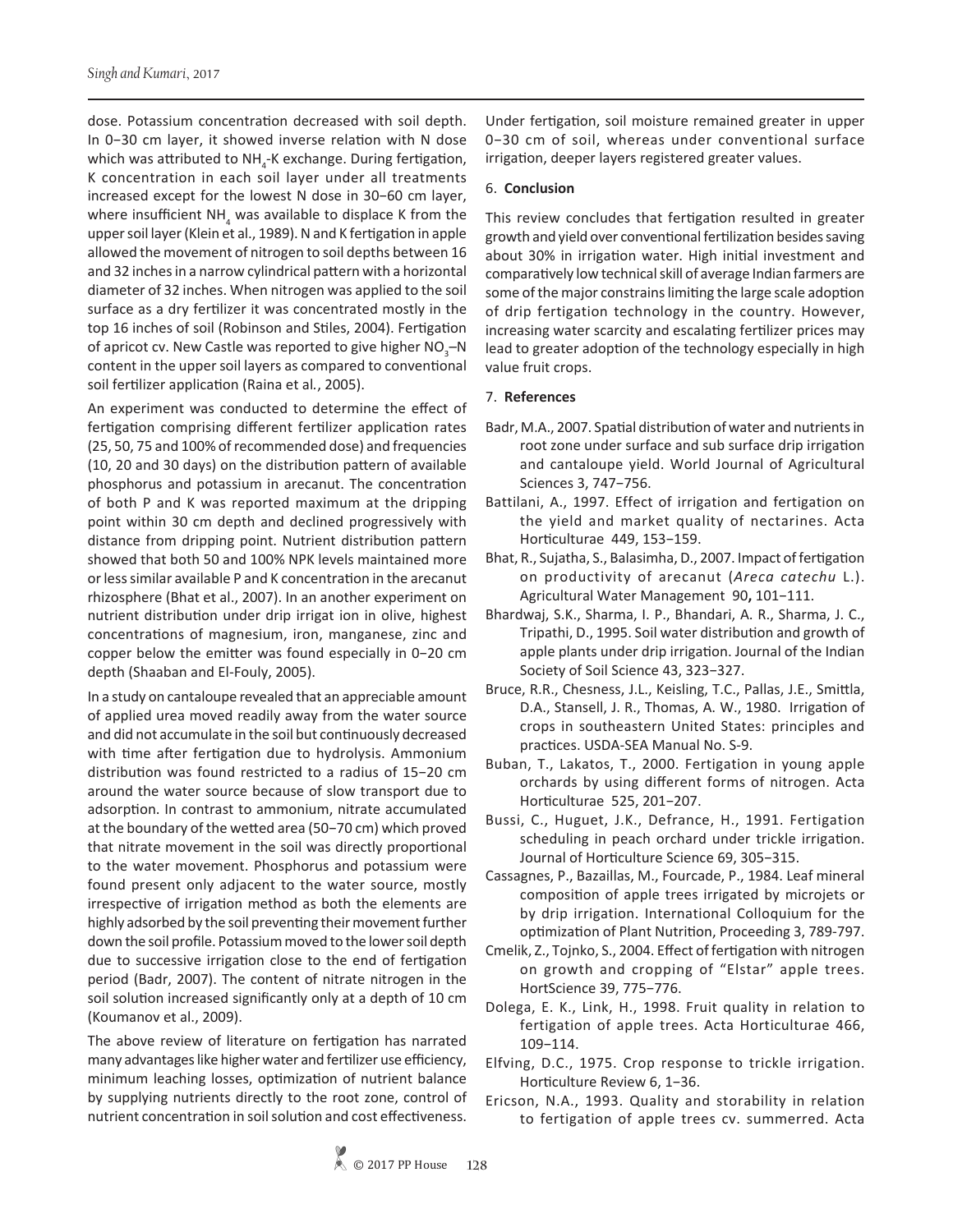dose. Potassium concentration decreased with soil depth. In 0−30 cm layer, it showed inverse relation with N dose which was attributed to $NH_4$-K exchange. During fertigation, K concentration in each soil layer under all treatments increased except for the lowest N dose in 30−60 cm layer, where insufficient $NH_4$ was available to displace K from the upper soil layer (Klein et al., 1989). N and K fertigation in apple allowed the movement of nitrogen to soil depths between 16 and 32 inches in a narrow cylindrical pattern with a horizontal diameter of 32 inches. When nitrogen was applied to the soil surface as a dry fertilizer it was concentrated mostly in the top 16 inches of soil (Robinson and Stiles, 2004). Fertigation of apricot cv. New Castle was reported to give higher $NO_3$–N content in the upper soil layers as compared to conventional soil fertilizer application (Raina et al., 2005).

An experiment was conducted to determine the effect of fertigation comprising different fertilizer application rates (25, 50, 75 and 100% of recommended dose) and frequencies (10, 20 and 30 days) on the distribution pattern of available phosphorus and potassium in arecanut. The concentration of both P and K was reported maximum at the dripping point within 30 cm depth and declined progressively with distance from dripping point. Nutrient distribution pattern showed that both 50 and 100% NPK levels maintained more or less similar available P and K concentration in the arecanut rhizosphere (Bhat et al., 2007). In an another experiment on nutrient distribution under drip irrigat ion in olive, highest concentrations of magnesium, iron, manganese, zinc and copper below the emitter was found especially in 0−20 cm depth (Shaaban and El-Fouly, 2005).

In a study on cantaloupe revealed that an appreciable amount of applied urea moved readily away from the water source and did not accumulate in the soil but continuously decreased with time after fertigation due to hydrolysis. Ammonium distribution was found restricted to a radius of 15−20 cm around the water source because of slow transport due to adsorption. In contrast to ammonium, nitrate accumulated at the boundary of the wetted area (50−70 cm) which proved that nitrate movement in the soil was directly proportional to the water movement. Phosphorus and potassium were found present only adjacent to the water source, mostly irrespective of irrigation method as both the elements are highly adsorbed by the soil preventing their movement further down the soil profile. Potassium moved to the lower soil depth due to successive irrigation close to the end of fertigation period (Badr, 2007). The content of nitrate nitrogen in the soil solution increased significantly only at a depth of 10 cm (Koumanov et al., 2009).

The above review of literature on fertigation has narrated many advantages like higher water and fertilizer use efficiency, minimum leaching losses, optimization of nutrient balance by supplying nutrients directly to the root zone, control of nutrient concentration in soil solution and cost effectiveness. Under fertigation, soil moisture remained greater in upper 0−30 cm of soil, whereas under conventional surface irrigation, deeper layers registered greater values.

## 6. Conclusion

This review concludes that fertigation resulted in greater growth and yield over conventional fertilization besides saving about 30% in irrigation water. High initial investment and comparatively low technical skill of average Indian farmers are some of the major constrains limiting the large scale adoption of drip fertigation technology in the country. However, increasing water scarcity and escalating fertilizer prices may lead to greater adoption of the technology especially in high value fruit crops.

## 7. References

Badr, M.A., 2007. Spatial distribution of water and nutrients in root zone under surface and sub surface drip irrigation and cantaloupe yield. World Journal of Agricultural Sciences 3, 747−756.

Battilani, A., 1997. Effect of irrigation and fertigation on the yield and market quality of nectarines. Acta Horticulturae 449, 153−159.

Bhat, R., Sujatha, S., Balasimha, D., 2007. Impact of fertigation on productivity of arecanut (*Areca catechu* L.). Agricultural Water Management 90**,** 101−111.

Bhardwaj, S.K., Sharma, I. P., Bhandari, A. R., Sharma, J. C., Tripathi, D., 1995. Soil water distribution and growth of apple plants under drip irrigation. Journal of the Indian Society of Soil Science 43, 323−327.

Bruce, R.R., Chesness, J.L., Keisling, T.C., Pallas, J.E., Smittla, D.A., Stansell, J. R., Thomas, A. W., 1980. Irrigation of crops in southeastern United States: principles and practices. USDA-SEA Manual No. S-9.

Buban, T., Lakatos, T., 2000. Fertigation in young apple orchards by using different forms of nitrogen. Acta Horticulturae 525, 201−207.

Bussi, C., Huguet, J.K., Defrance, H., 1991. Fertigation scheduling in peach orchard under trickle irrigation. Journal of Horticulture Science 69, 305−315.

Cassagnes, P., Bazaillas, M., Fourcade, P., 1984. Leaf mineral composition of apple trees irrigated by microjets or by drip irrigation. International Colloquium for the optimization of Plant Nutrition, Proceeding 3, 789-797.

Cmelik, Z., Tojnko, S., 2004. Effect of fertigation with nitrogen on growth and cropping of "Elstar" apple trees. HortScience 39, 775−776.

Dolega, E. K., Link, H., 1998. Fruit quality in relation to fertigation of apple trees. Acta Horticulturae 466, 109−114.

Elfving, D.C., 1975. Crop response to trickle irrigation. Horticulture Review 6, 1−36.

Ericson, N.A., 1993. Quality and storability in relation to fertigation of apple trees cv. summerred. Acta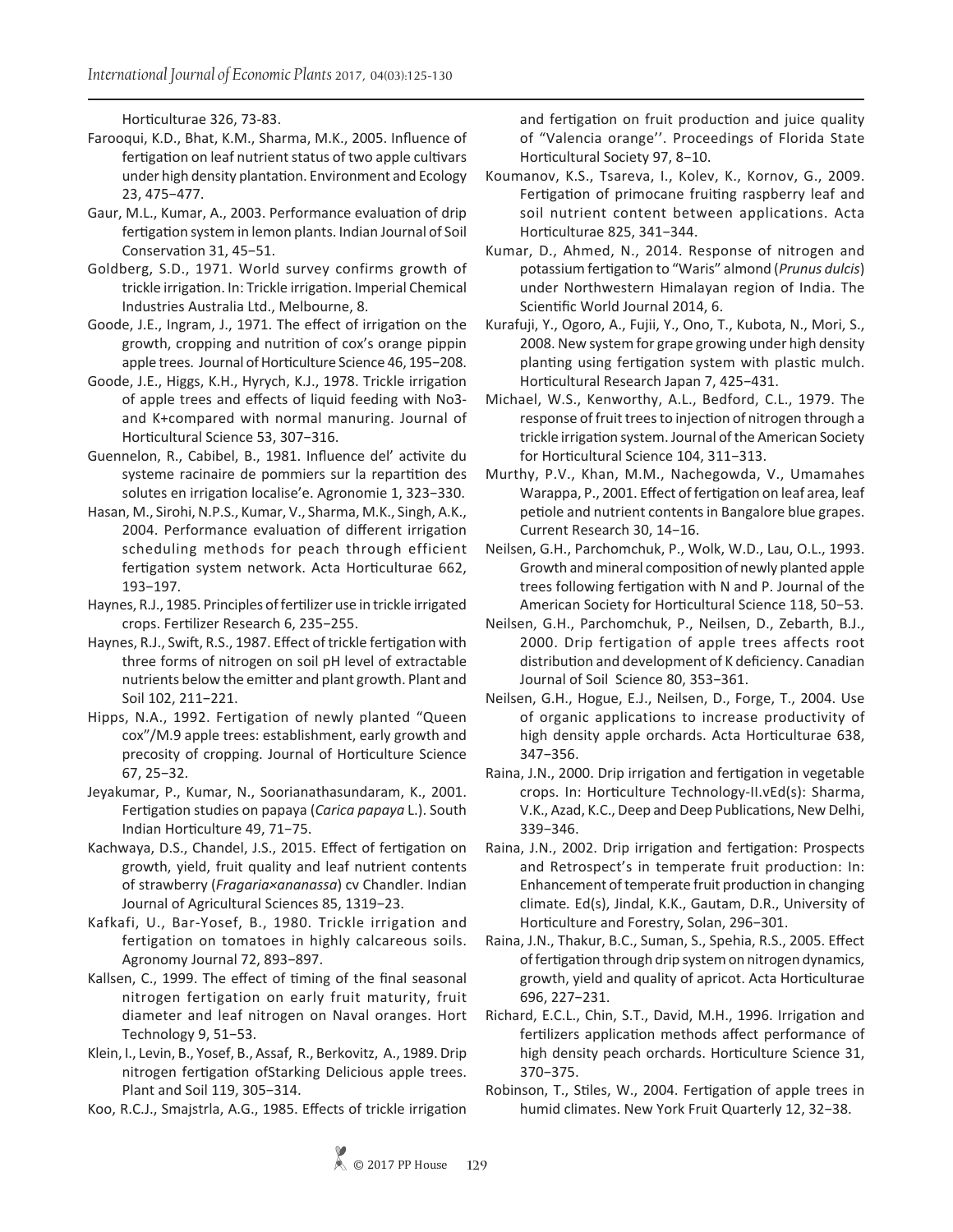Horticulturae 326, 73-83.

Farooqui, K.D., Bhat, K.M., Sharma, M.K., 2005. Influence of fertigation on leaf nutrient status of two apple cultivars under high density plantation. Environment and Ecology 23, 475−477.

Gaur, M.L., Kumar, A., 2003. Performance evaluation of drip fertigation system in lemon plants. Indian Journal of Soil Conservation 31, 45−51.

Goldberg, S.D., 1971. World survey confirms growth of trickle irrigation. In: Trickle irrigation. Imperial Chemical Industries Australia Ltd., Melbourne, 8.

Goode, J.E., Ingram, J., 1971. The effect of irrigation on the growth, cropping and nutrition of cox's orange pippin apple trees. Journal of Horticulture Science 46, 195−208.

Goode, J.E., Higgs, K.H., Hyrych, K.J., 1978. Trickle irrigation of apple trees and effects of liquid feeding with No3- and K+compared with normal manuring. Journal of Horticultural Science 53, 307−316.

Guennelon, R., Cabibel, B., 1981. Influence del' activite du systeme racinaire de pommiers sur la repartition des solutes en irrigation localise'e. Agronomie 1, 323−330.

Hasan, M., Sirohi, N.P.S., Kumar, V., Sharma, M.K., Singh, A.K., 2004. Performance evaluation of different irrigation scheduling methods for peach through efficient fertigation system network. Acta Horticulturae 662, 193−197.

Haynes, R.J., 1985. Principles of fertilizer use in trickle irrigated crops. Fertilizer Research 6, 235−255.

Haynes, R.J., Swift, R.S., 1987. Effect of trickle fertigation with three forms of nitrogen on soil pH level of extractable nutrients below the emitter and plant growth. Plant and Soil 102, 211−221.

Hipps, N.A., 1992. Fertigation of newly planted "Queen cox"/M.9 apple trees: establishment, early growth and precosity of cropping. Journal of Horticulture Science 67, 25−32.

Jeyakumar, P., Kumar, N., Soorianathasundaram, K., 2001. Fertigation studies on papaya (*Carica papaya* L.). South Indian Horticulture 49, 71−75.

Kachwaya, D.S., Chandel, J.S., 2015. Effect of fertigation on growth, yield, fruit quality and leaf nutrient contents of strawberry (*Fragaria×ananassa*) cv Chandler. Indian Journal of Agricultural Sciences 85, 1319−23.

Kafkafi, U., Bar-Yosef, B., 1980. Trickle irrigation and fertigation on tomatoes in highly calcareous soils. Agronomy Journal 72, 893−897.

Kallsen, C., 1999. The effect of timing of the final seasonal nitrogen fertigation on early fruit maturity, fruit diameter and leaf nitrogen on Naval oranges. Hort Technology 9, 51−53.

Klein, I., Levin, B., Yosef, B., Assaf, R., Berkovitz, A., 1989. Drip nitrogen fertigation ofStarking Delicious apple trees. Plant and Soil 119, 305−314.

Koo, R.C.J., Smajstrla, A.G., 1985. Effects of trickle irrigation and fertigation on fruit production and juice quality of "Valencia orange''. Proceedings of Florida State Horticultural Society 97, 8−10.

Koumanov, K.S., Tsareva, I., Kolev, K., Kornov, G., 2009. Fertigation of primocane fruiting raspberry leaf and soil nutrient content between applications. Acta Horticulturae 825, 341−344.

Kumar, D., Ahmed, N., 2014. Response of nitrogen and potassium fertigation to "Waris" almond (*Prunus dulcis*) under Northwestern Himalayan region of India. The Scientific World Journal 2014, 6.

Kurafuji, Y., Ogoro, A., Fujii, Y., Ono, T., Kubota, N., Mori, S., 2008. New system for grape growing under high density planting using fertigation system with plastic mulch. Horticultural Research Japan 7, 425−431.

Michael, W.S., Kenworthy, A.L., Bedford, C.L., 1979. The response of fruit trees to injection of nitrogen through a trickle irrigation system. Journal of the American Society for Horticultural Science 104, 311−313.

Murthy, P.V., Khan, M.M., Nachegowda, V., Umamahes Warappa, P., 2001. Effect of fertigation on leaf area, leaf petiole and nutrient contents in Bangalore blue grapes. Current Research 30, 14−16.

Neilsen, G.H., Parchomchuk, P., Wolk, W.D., Lau, O.L., 1993. Growth and mineral composition of newly planted apple trees following fertigation with N and P. Journal of the American Society for Horticultural Science 118, 50−53.

Neilsen, G.H., Parchomchuk, P., Neilsen, D., Zebarth, B.J., 2000. Drip fertigation of apple trees affects root distribution and development of K deficiency. Canadian Journal of Soil Science 80, 353−361.

Neilsen, G.H., Hogue, E.J., Neilsen, D., Forge, T., 2004. Use of organic applications to increase productivity of high density apple orchards. Acta Horticulturae 638, 347−356.

Raina, J.N., 2000. Drip irrigation and fertigation in vegetable crops. In: Horticulture Technology-II.vEd(s): Sharma, V.K., Azad, K.C., Deep and Deep Publications, New Delhi, 339−346.

Raina, J.N., 2002. Drip irrigation and fertigation: Prospects and Retrospect's in temperate fruit production: In: Enhancement of temperate fruit production in changing climate. Ed(s), Jindal, K.K., Gautam, D.R., University of Horticulture and Forestry, Solan, 296−301.

Raina, J.N., Thakur, B.C., Suman, S., Spehia, R.S., 2005. Effect of fertigation through drip system on nitrogen dynamics, growth, yield and quality of apricot. Acta Horticulturae 696, 227−231.

Richard, E.C.L., Chin, S.T., David, M.H., 1996. Irrigation and fertilizers application methods affect performance of high density peach orchards. Horticulture Science 31, 370−375.

Robinson, T., Stiles, W., 2004. Fertigation of apple trees in humid climates. New York Fruit Quarterly 12, 32−38.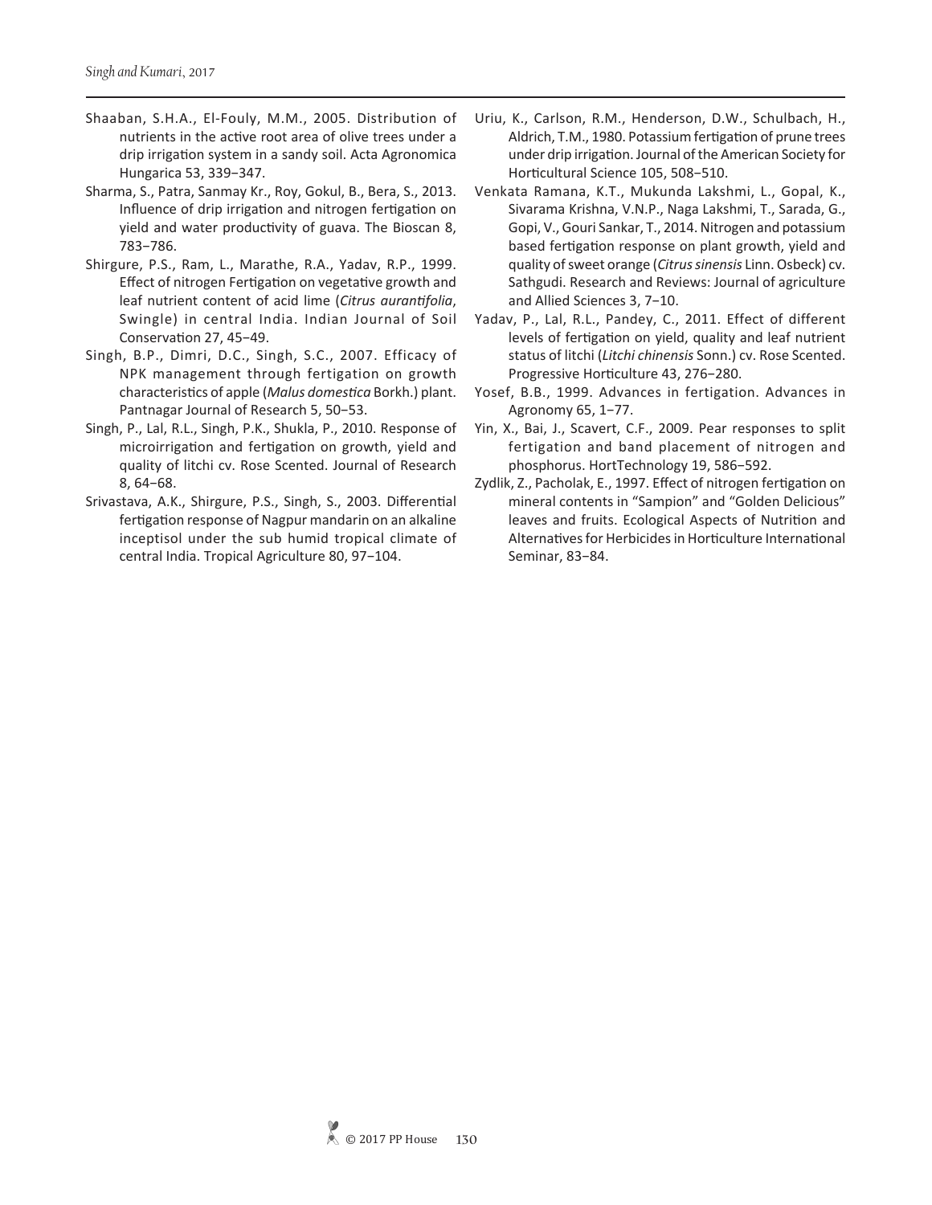Shaaban, S.H.A., El-Fouly, M.M., 2005. Distribution of nutrients in the active root area of olive trees under a drip irrigation system in a sandy soil. Acta Agronomica Hungarica 53, 339−347.

Sharma, S., Patra, Sanmay Kr., Roy, Gokul, B., Bera, S., 2013. Influence of drip irrigation and nitrogen fertigation on yield and water productivity of guava. The Bioscan 8, 783−786.

Shirgure, P.S., Ram, L., Marathe, R.A., Yadav, R.P., 1999. Effect of nitrogen Fertigation on vegetative growth and leaf nutrient content of acid lime (*Citrus aurantifolia*, Swingle) in central India. Indian Journal of Soil Conservation 27, 45−49.

Singh, B.P., Dimri, D.C., Singh, S.C., 2007. Efficacy of NPK management through fertigation on growth characteristics of apple (*Malus domestica* Borkh.) plant. Pantnagar Journal of Research 5, 50−53.

Singh, P., Lal, R.L., Singh, P.K., Shukla, P., 2010. Response of microirrigation and fertigation on growth, yield and quality of litchi cv. Rose Scented. Journal of Research 8, 64−68.

Srivastava, A.K., Shirgure, P.S., Singh, S., 2003. Differential fertigation response of Nagpur mandarin on an alkaline inceptisol under the sub humid tropical climate of central India. Tropical Agriculture 80, 97−104.

Uriu, K., Carlson, R.M., Henderson, D.W., Schulbach, H., Aldrich, T.M., 1980. Potassium fertigation of prune trees under drip irrigation. Journal of the American Society for Horticultural Science 105, 508−510.

Venkata Ramana, K.T., Mukunda Lakshmi, L., Gopal, K., Sivarama Krishna, V.N.P., Naga Lakshmi, T., Sarada, G., Gopi, V., Gouri Sankar, T., 2014. Nitrogen and potassium based fertigation response on plant growth, yield and quality of sweet orange (*Citrus sinensis* Linn. Osbeck) cv. Sathgudi. Research and Reviews: Journal of agriculture and Allied Sciences 3, 7−10.

Yadav, P., Lal, R.L., Pandey, C., 2011. Effect of different levels of fertigation on yield, quality and leaf nutrient status of litchi (*Litchi chinensis* Sonn.) cv. Rose Scented. Progressive Horticulture 43, 276−280.

Yosef, B.B., 1999. Advances in fertigation. Advances in Agronomy 65, 1−77.

Yin, X., Bai, J., Scavert, C.F., 2009. Pear responses to split fertigation and band placement of nitrogen and phosphorus. HortTechnology 19, 586−592.

Zydlik, Z., Pacholak, E., 1997. Effect of nitrogen fertigation on mineral contents in "Sampion" and "Golden Delicious" leaves and fruits. Ecological Aspects of Nutrition and Alternatives for Herbicides in Horticulture International Seminar, 83−84.